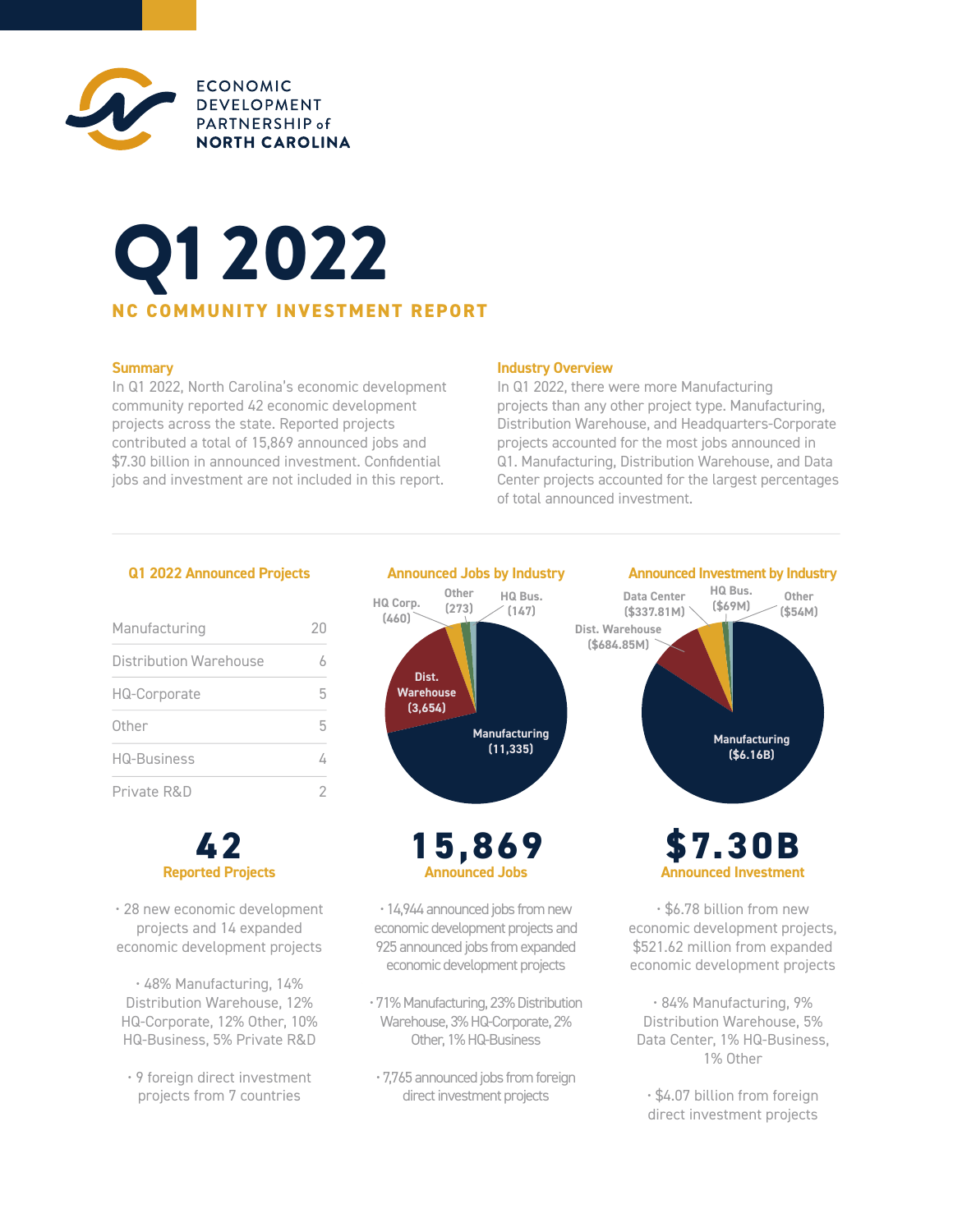ECONOMIC DEVELOPMENT PARTNERSHIP of NORTH CAROLINA

# Q1 2022

## NC COMMUNITY INVESTMENT REPORT

### Summary

In Q1 2022, North Carolina's economic development community reported 42 economic development projects across the state. Reported projects contributed a total of 15,869 announced jobs and $7.30 billion in announced investment. Confidential jobs and investment are not included in this report.

### Industry Overview

In Q1 2022, there were more Manufacturing projects than any other project type. Manufacturing, Distribution Warehouse, and Headquarters-Corporate projects accounted for the most jobs announced in Q1. Manufacturing, Distribution Warehouse, and Data Center projects accounted for the largest percentages of total announced investment.

### Q1 2022 Announced Projects

| | |
|---|---|
| Manufacturing | 20 |
| Distribution Warehouse | 6 |
| HQ-Corporate | 5 |
| Other | 5 |
| HQ-Business | 4 |
| Private R&D | 2 |

**42**
Reported Projects

- 28 new economic development projects and 14 expanded economic development projects
- 48% Manufacturing, 14% Distribution Warehouse, 12% HQ-Corporate, 12% Other, 10% HQ-Business, 5% Private R&D
- 9 foreign direct investment projects from 7 countries

### Announced Jobs by Industry

Manufacturing (11,335)
Dist. Warehouse (3,654)
HQ Corp. (460)
Other (273)
HQ Bus. (147)

**15,869**
Announced Jobs

- 14,944 announced jobs from new economic development projects and 925 announced jobs from expanded economic development projects
- 71% Manufacturing, 23% Distribution Warehouse, 3% HQ-Corporate, 2% Other, 1% HQ-Business
- 7,765 announced jobs from foreign direct investment projects

### Announced Investment by Industry

Manufacturing ($6.16B)
Dist. Warehouse ($684.85M)
Data Center ($337.81M)
HQ Bus. ($69M)
Other ($54M)

**$7.30B**
Announced Investment

- $6.78 billion from new economic development projects, $521.62 million from expanded economic development projects
- 84% Manufacturing, 9% Distribution Warehouse, 5% Data Center, 1% HQ-Business, 1% Other
- $4.07 billion from foreign direct investment projects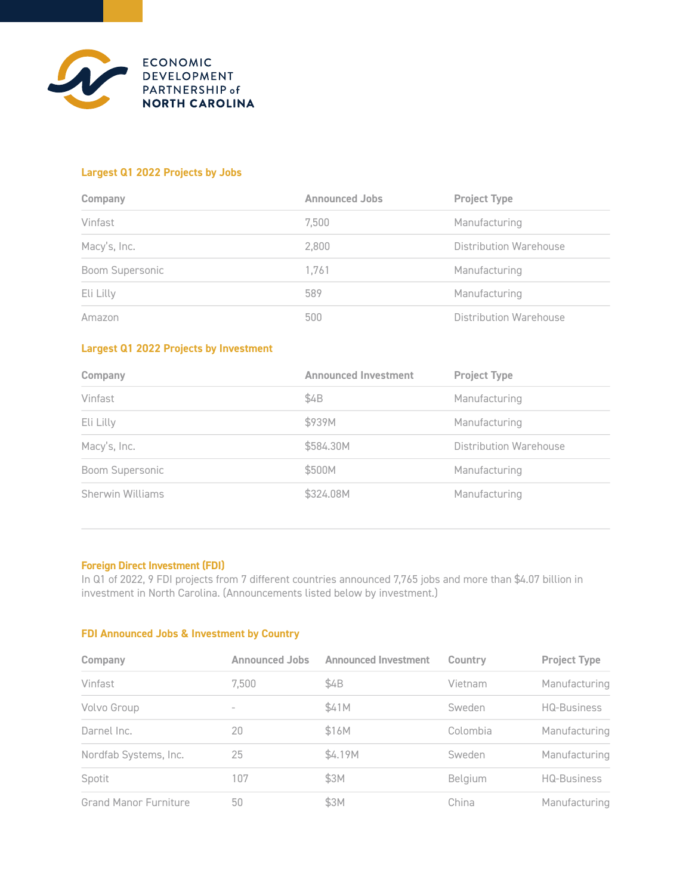ECONOMIC DEVELOPMENT PARTNERSHIP of NORTH CAROLINA

### Largest Q1 2022 Projects by Jobs

| Company | Announced Jobs | Project Type |
|---|---|---|
| Vinfast | 7,500 | Manufacturing |
| Macy's, Inc. | 2,800 | Distribution Warehouse |
| Boom Supersonic | 1,761 | Manufacturing |
| Eli Lilly | 589 | Manufacturing |
| Amazon | 500 | Distribution Warehouse |

### Largest Q1 2022 Projects by Investment

| Company | Announced Investment | Project Type |
|---|---|---|
| Vinfast | $4B | Manufacturing |
| Eli Lilly | $939M | Manufacturing |
| Macy's, Inc. | $584.30M | Distribution Warehouse |
| Boom Supersonic | $500M | Manufacturing |
| Sherwin Williams | $324.08M | Manufacturing |

### Foreign Direct Investment (FDI)

In Q1 of 2022, 9 FDI projects from 7 different countries announced 7,765 jobs and more than $4.07 billion in investment in North Carolina. (Announcements listed below by investment.)

### FDI Announced Jobs & Investment by Country

| Company | Announced Jobs | Announced Investment | Country | Project Type |
|---|---|---|---|---|
| Vinfast | 7,500 | $4B | Vietnam | Manufacturing |
| Volvo Group | - | $41M | Sweden | HQ-Business |
| Darnel Inc. | 20 | $16M | Colombia | Manufacturing |
| Nordfab Systems, Inc. | 25 | $4.19M | Sweden | Manufacturing |
| Spotit | 107 | $3M | Belgium | HQ-Business |
| Grand Manor Furniture | 50 | $3M | China | Manufacturing |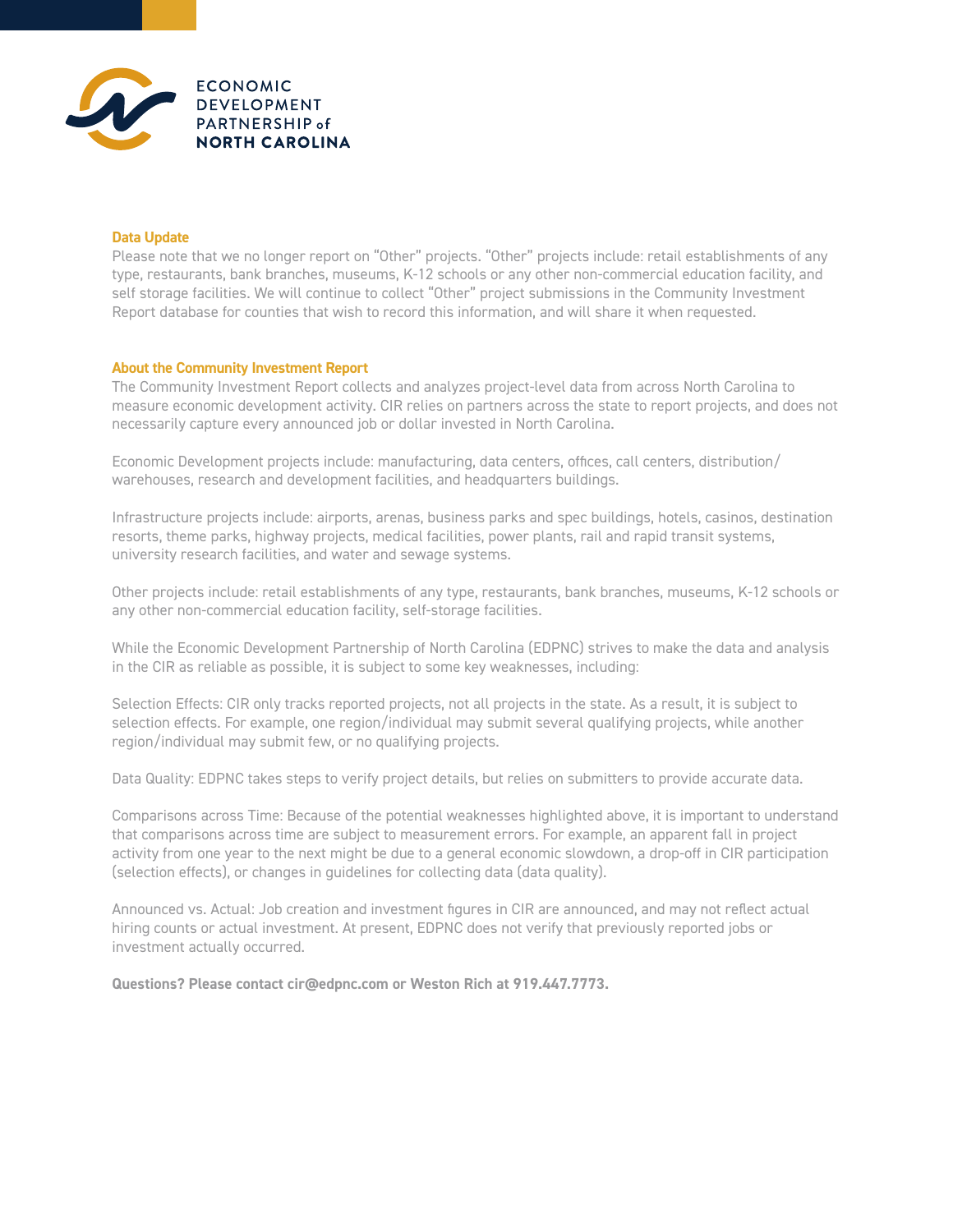ECONOMIC DEVELOPMENT PARTNERSHIP of NORTH CAROLINA

### Data Update

Please note that we no longer report on "Other" projects. "Other" projects include: retail establishments of any type, restaurants, bank branches, museums, K-12 schools or any other non-commercial education facility, and self storage facilities. We will continue to collect "Other" project submissions in the Community Investment Report database for counties that wish to record this information, and will share it when requested.

### About the Community Investment Report

The Community Investment Report collects and analyzes project-level data from across North Carolina to measure economic development activity. CIR relies on partners across the state to report projects, and does not necessarily capture every announced job or dollar invested in North Carolina.

Economic Development projects include: manufacturing, data centers, offices, call centers, distribution/warehouses, research and development facilities, and headquarters buildings.

Infrastructure projects include: airports, arenas, business parks and spec buildings, hotels, casinos, destination resorts, theme parks, highway projects, medical facilities, power plants, rail and rapid transit systems, university research facilities, and water and sewage systems.

Other projects include: retail establishments of any type, restaurants, bank branches, museums, K-12 schools or any other non-commercial education facility, self-storage facilities.

While the Economic Development Partnership of North Carolina (EDPNC) strives to make the data and analysis in the CIR as reliable as possible, it is subject to some key weaknesses, including:

Selection Effects: CIR only tracks reported projects, not all projects in the state. As a result, it is subject to selection effects. For example, one region/individual may submit several qualifying projects, while another region/individual may submit few, or no qualifying projects.

Data Quality: EDPNC takes steps to verify project details, but relies on submitters to provide accurate data.

Comparisons across Time: Because of the potential weaknesses highlighted above, it is important to understand that comparisons across time are subject to measurement errors. For example, an apparent fall in project activity from one year to the next might be due to a general economic slowdown, a drop-off in CIR participation (selection effects), or changes in guidelines for collecting data (data quality).

Announced vs. Actual: Job creation and investment figures in CIR are announced, and may not reflect actual hiring counts or actual investment. At present, EDPNC does not verify that previously reported jobs or investment actually occurred.

**Questions? Please contact cir@edpnc.com or Weston Rich at 919.447.7773.**